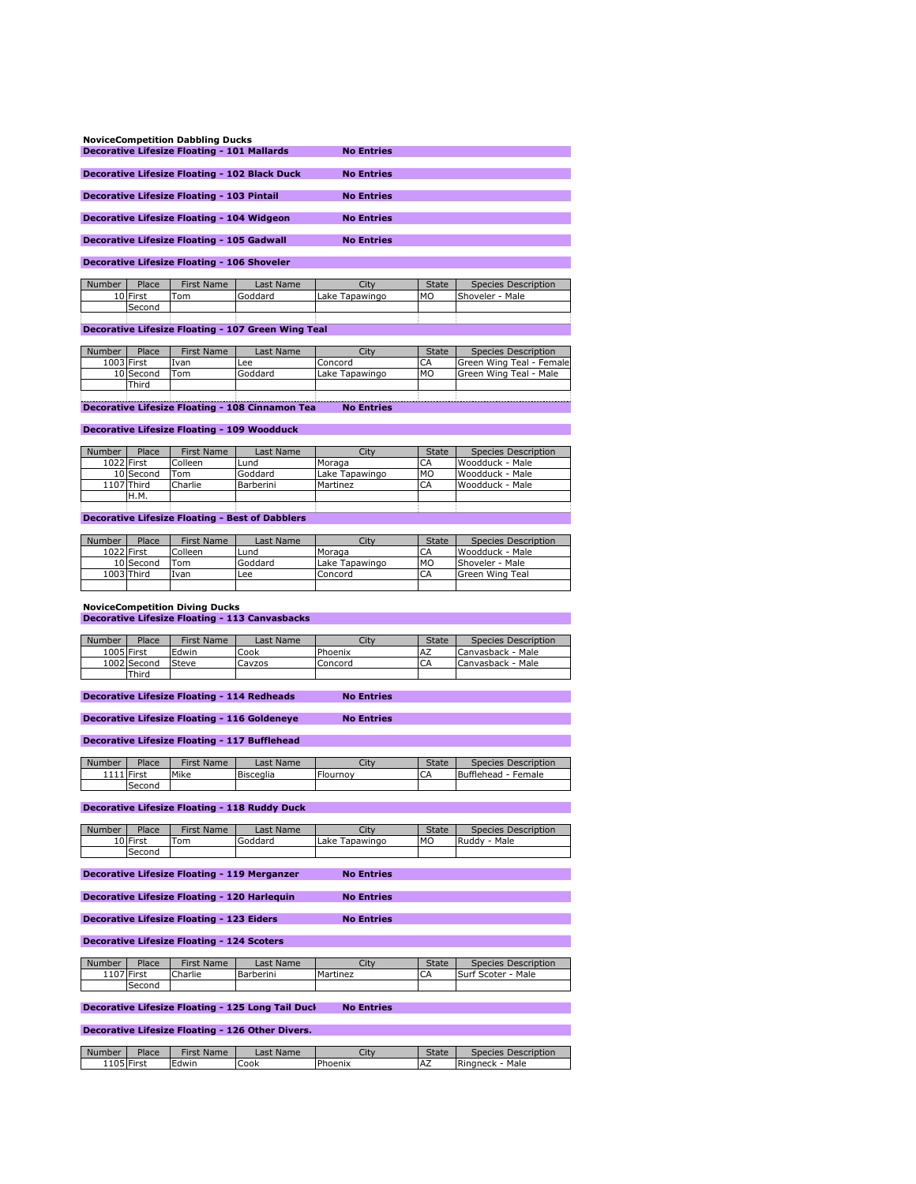## NoviceCompetition Dabbling Ducks

**Decorative Lifesize Floating - 101 Mallards** — **No Entries**

**Decorative Lifesize Floating - 102 Black Duck** — **No Entries**

**Decorative Lifesize Floating - 103 Pintail** — **No Entries**

**Decorative Lifesize Floating - 104 Widgeon** — **No Entries**

**Decorative Lifesize Floating - 105 Gadwall** — **No Entries**

**Decorative Lifesize Floating - 106 Shoveler**

| Number | Place | First Name | Last Name | City | State | Species Description |
|---|---|---|---|---|---|---|
| 10 | First | Tom | Goddard | Lake Tapawingo | MO | Shoveler - Male |
| | Second | | | | | |

**Decorative Lifesize Floating - 107 Green Wing Teal**

| Number | Place | First Name | Last Name | City | State | Species Description |
|---|---|---|---|---|---|---|
| 1003 | First | Ivan | Lee | Concord | CA | Green Wing Teal - Female |
| 10 | Second | Tom | Goddard | Lake Tapawingo | MO | Green Wing Teal - Male |
| | Third | | | | | |

**Decorative Lifesize Floating - 108 Cinnamon Tea** — **No Entries**

**Decorative Lifesize Floating - 109 Woodduck**

| Number | Place | First Name | Last Name | City | State | Species Description |
|---|---|---|---|---|---|---|
| 1022 | First | Colleen | Lund | Moraga | CA | Woodduck - Male |
| 10 | Second | Tom | Goddard | Lake Tapawingo | MO | Woodduck - Male |
| 1107 | Third | Charlie | Barberini | Martinez | CA | Woodduck - Male |
| | H.M. | | | | | |

**Decorative Lifesize Floating - Best of Dabblers**

| Number | Place | First Name | Last Name | City | State | Species Description |
|---|---|---|---|---|---|---|
| 1022 | First | Colleen | Lund | Moraga | CA | Woodduck - Male |
| 10 | Second | Tom | Goddard | Lake Tapawingo | MO | Shoveler - Male |
| 1003 | Third | Ivan | Lee | Concord | CA | Green Wing Teal |

## NoviceCompetition Diving Ducks

**Decorative Lifesize Floating - 113 Canvasbacks**

| Number | Place | First Name | Last Name | City | State | Species Description |
|---|---|---|---|---|---|---|
| 1005 | First | Edwin | Cook | Phoenix | AZ | Canvasback - Male |
| 1002 | Second | Steve | Cavzos | Concord | CA | Canvasback - Male |
| | Third | | | | | |

**Decorative Lifesize Floating - 114 Redheads** — **No Entries**

**Decorative Lifesize Floating - 116 Goldeneye** — **No Entries**

**Decorative Lifesize Floating - 117 Bufflehead**

| Number | Place | First Name | Last Name | City | State | Species Description |
|---|---|---|---|---|---|---|
| 1111 | First | Mike | Bisceglia | Flournoy | CA | Bufflehead - Female |
| | Second | | | | | |

**Decorative Lifesize Floating - 118 Ruddy Duck**

| Number | Place | First Name | Last Name | City | State | Species Description |
|---|---|---|---|---|---|---|
| 10 | First | Tom | Goddard | Lake Tapawingo | MO | Ruddy - Male |
| | Second | | | | | |

**Decorative Lifesize Floating - 119 Merganzer** — **No Entries**

**Decorative Lifesize Floating - 120 Harlequin** — **No Entries**

**Decorative Lifesize Floating - 123 Eiders** — **No Entries**

**Decorative Lifesize Floating - 124 Scoters**

| Number | Place | First Name | Last Name | City | State | Species Description |
|---|---|---|---|---|---|---|
| 1107 | First | Charlie | Barberini | Martinez | CA | Surf Scoter - Male |
| | Second | | | | | |

**Decorative Lifesize Floating - 125 Long Tail Duck** — **No Entries**

**Decorative Lifesize Floating - 126 Other Divers.**

| Number | Place | First Name | Last Name | City | State | Species Description |
|---|---|---|---|---|---|---|
| 1105 | First | Edwin | Cook | Phoenix | AZ | Ringneck - Male |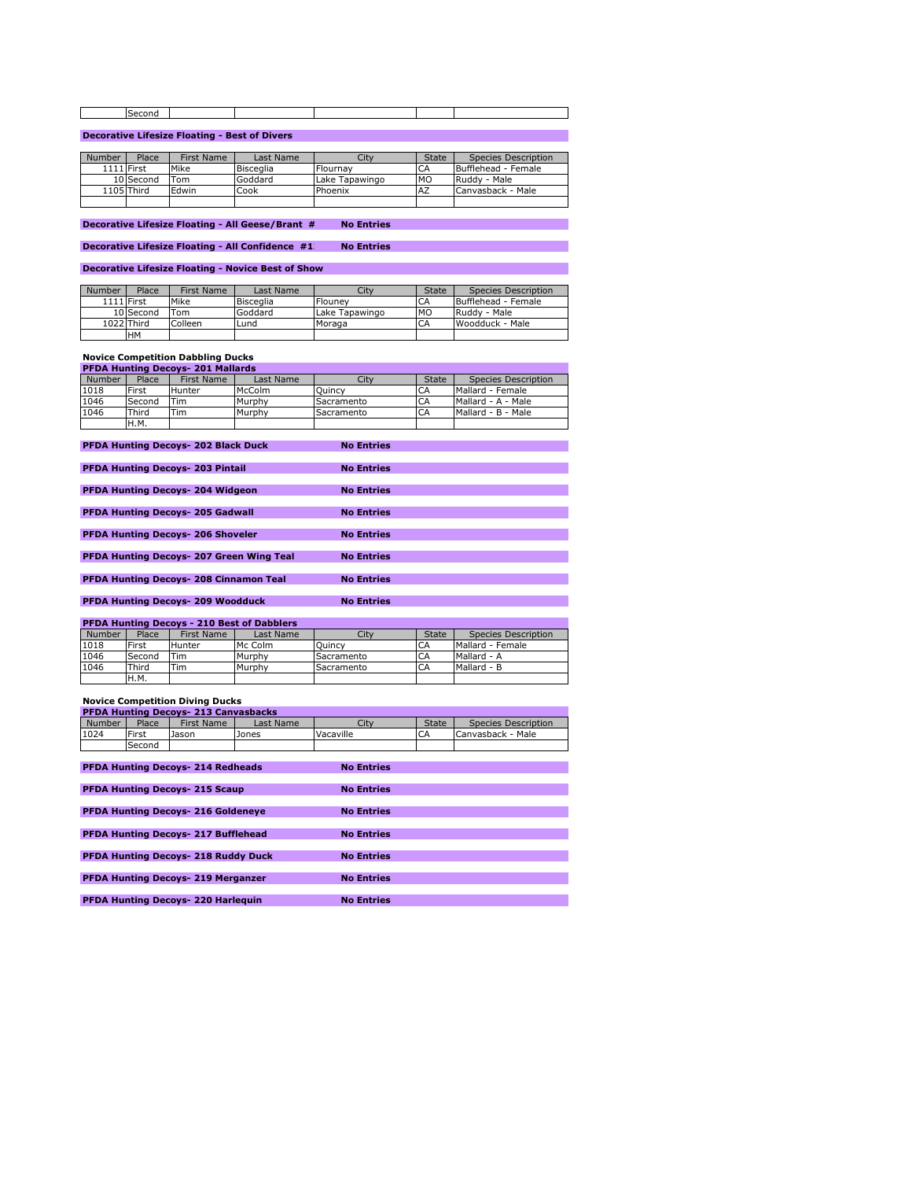| | Second | | | | | |
|---|---|---|---|---|---|---|

**Decorative Lifesize Floating - Best of Divers**

| Number | Place | First Name | Last Name | City | State | Species Description |
|---|---|---|---|---|---|---|
| 1111 | First | Mike | Bisceglia | Flournay | CA | Bufflehead - Female |
| 10 | Second | Tom | Goddard | Lake Tapawingo | MO | Ruddy - Male |
| 1105 | Third | Edwin | Cook | Phoenix | AZ | Canvasback - Male |
| | | | | | | |

**Decorative Lifesize Floating - All Geese/Brant #** **No Entries**

**Decorative Lifesize Floating - All Confidence #1** **No Entries**

**Decorative Lifesize Floating - Novice Best of Show**

| Number | Place | First Name | Last Name | City | State | Species Description |
|---|---|---|---|---|---|---|
| 1111 | First | Mike | Bisceglia | Flouney | CA | Bufflehead - Female |
| 10 | Second | Tom | Goddard | Lake Tapawingo | MO | Ruddy - Male |
| 1022 | Third | Colleen | Lund | Moraga | CA | Woodduck - Male |
| | HM | | | | | |

**Novice Competition Dabbling Ducks**

**PFDA Hunting Decoys- 201 Mallards**

| Number | Place | First Name | Last Name | City | State | Species Description |
|---|---|---|---|---|---|---|
| 1018 | First | Hunter | McColm | Quincy | CA | Mallard - Female |
| 1046 | Second | Tim | Murphy | Sacramento | CA | Mallard - A - Male |
| 1046 | Third | Tim | Murphy | Sacramento | CA | Mallard - B - Male |
| | H.M. | | | | | |

**PFDA Hunting Decoys- 202 Black Duck** **No Entries**

**PFDA Hunting Decoys- 203 Pintail** **No Entries**

**PFDA Hunting Decoys- 204 Widgeon** **No Entries**

**PFDA Hunting Decoys- 205 Gadwall** **No Entries**

**PFDA Hunting Decoys- 206 Shoveler** **No Entries**

**PFDA Hunting Decoys- 207 Green Wing Teal** **No Entries**

**PFDA Hunting Decoys- 208 Cinnamon Teal** **No Entries**

**PFDA Hunting Decoys- 209 Woodduck** **No Entries**

**PFDA Hunting Decoys - 210 Best of Dabblers**

| Number | Place | First Name | Last Name | City | State | Species Description |
|---|---|---|---|---|---|---|
| 1018 | First | Hunter | Mc Colm | Quincy | CA | Mallard - Female |
| 1046 | Second | Tim | Murphy | Sacramento | CA | Mallard - A |
| 1046 | Third | Tim | Murphy | Sacramento | CA | Mallard - B |
| | H.M. | | | | | |

**Novice Competition Diving Ducks**

**PFDA Hunting Decoys- 213 Canvasbacks**

| Number | Place | First Name | Last Name | City | State | Species Description |
|---|---|---|---|---|---|---|
| 1024 | First | Jason | Jones | Vacaville | CA | Canvasback - Male |
| | Second | | | | | |

**PFDA Hunting Decoys- 214 Redheads** **No Entries**

**PFDA Hunting Decoys- 215 Scaup** **No Entries**

**PFDA Hunting Decoys- 216 Goldeneye** **No Entries**

**PFDA Hunting Decoys- 217 Bufflehead** **No Entries**

**PFDA Hunting Decoys- 218 Ruddy Duck** **No Entries**

**PFDA Hunting Decoys- 219 Merganzer** **No Entries**

**PFDA Hunting Decoys- 220 Harlequin** **No Entries**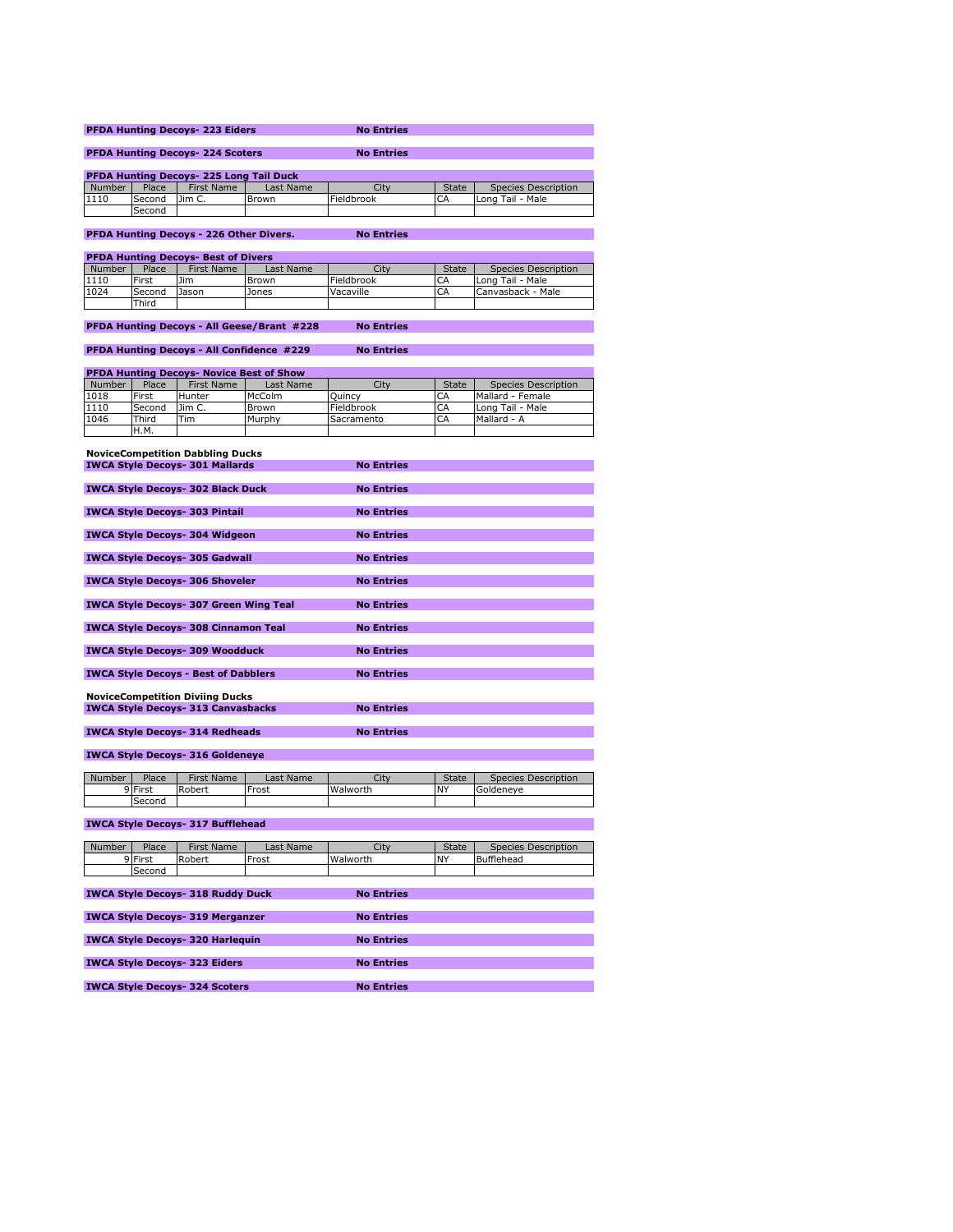**PFDA Hunting Decoys- 223 Eiders** — **No Entries**

**PFDA Hunting Decoys- 224 Scoters** — **No Entries**

**PFDA Hunting Decoys- 225 Long Tail Duck**

| Number | Place | First Name | Last Name | City | State | Species Description |
|---|---|---|---|---|---|---|
| 1110 | Second | Jim C. | Brown | Fieldbrook | CA | Long Tail - Male |
| | Second | | | | | |

**PFDA Hunting Decoys - 226 Other Divers.** — **No Entries**

**PFDA Hunting Decoys- Best of Divers**

| Number | Place | First Name | Last Name | City | State | Species Description |
|---|---|---|---|---|---|---|
| 1110 | First | Jim | Brown | Fieldbrook | CA | Long Tail - Male |
| 1024 | Second | Jason | Jones | Vacaville | CA | Canvasback - Male |
| | Third | | | | | |

**PFDA Hunting Decoys - All Geese/Brant #228** — **No Entries**

**PFDA Hunting Decoys - All Confidence #229** — **No Entries**

**PFDA Hunting Decoys- Novice Best of Show**

| Number | Place | First Name | Last Name | City | State | Species Description |
|---|---|---|---|---|---|---|
| 1018 | First | Hunter | McColm | Quincy | CA | Mallard - Female |
| 1110 | Second | Jim C. | Brown | Fieldbrook | CA | Long Tail - Male |
| 1046 | Third | Tim | Murphy | Sacramento | CA | Mallard - A |
| | H.M. | | | | | |

**NoviceCompetition Dabbling Ducks**

**IWCA Style Decoys- 301 Mallards** — **No Entries**

**IWCA Style Decoys- 302 Black Duck** — **No Entries**

**IWCA Style Decoys- 303 Pintail** — **No Entries**

**IWCA Style Decoys- 304 Widgeon** — **No Entries**

**IWCA Style Decoys- 305 Gadwall** — **No Entries**

**IWCA Style Decoys- 306 Shoveler** — **No Entries**

**IWCA Style Decoys- 307 Green Wing Teal** — **No Entries**

**IWCA Style Decoys- 308 Cinnamon Teal** — **No Entries**

**IWCA Style Decoys- 309 Woodduck** — **No Entries**

**IWCA Style Decoys - Best of Dabblers** — **No Entries**

**NoviceCompetition Diviing Ducks**

**IWCA Style Decoys- 313 Canvasbacks** — **No Entries**

**IWCA Style Decoys- 314 Redheads** — **No Entries**

**IWCA Style Decoys- 316 Goldeneye**

| Number | Place | First Name | Last Name | City | State | Species Description |
|---|---|---|---|---|---|---|
| 9 | First | Robert | Frost | Walworth | NY | Goldeneye |
| | Second | | | | | |

**IWCA Style Decoys- 317 Bufflehead**

| Number | Place | First Name | Last Name | City | State | Species Description |
|---|---|---|---|---|---|---|
| 9 | First | Robert | Frost | Walworth | NY | Bufflehead |
| | Second | | | | | |

**IWCA Style Decoys- 318 Ruddy Duck** — **No Entries**

**IWCA Style Decoys- 319 Merganzer** — **No Entries**

**IWCA Style Decoys- 320 Harlequin** — **No Entries**

**IWCA Style Decoys- 323 Eiders** — **No Entries**

**IWCA Style Decoys- 324 Scoters** — **No Entries**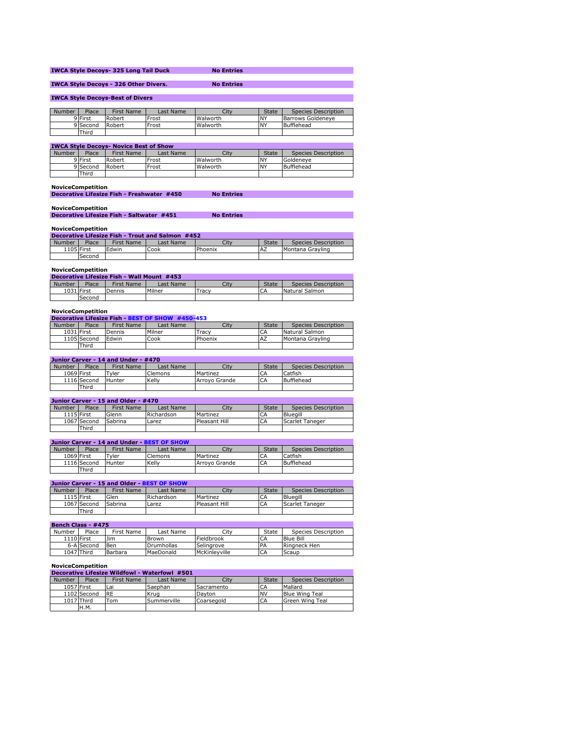**IWCA Style Decoys- 325 Long Tail Duck** — No Entries

**IWCA Style Decoys - 326 Other Divers.** — No Entries

**IWCA Style Decoys-Best of Divers**

| Number | Place | First Name | Last Name | City | State | Species Description |
|---|---|---|---|---|---|---|
| 9 | First | Robert | Frost | Walworth | NY | Barrows Goldeneye |
| 9 | Second | Robert | Frost | Walworth | NY | Bufflehead |
| | Third | | | | | |

**IWCA Style Decoys- Novice Best of Show**

| Number | Place | First Name | Last Name | City | State | Species Description |
|---|---|---|---|---|---|---|
| 9 | First | Robert | Frost | Walworth | NY | Goldeneye |
| 9 | Second | Robert | Frost | Walworth | NY | Bufflehead |
| | Third | | | | | |

**NoviceCompetition**
**Decorative Lifesize Fish - Freshwater #450** — No Entries

**NoviceCompetition**
**Decorative Lifesize Fish - Saltwater #451** — No Entries

**NoviceCompetition**
**Decorative Lifesize Fish - Trout and Salmon #452**

| Number | Place | First Name | Last Name | City | State | Species Description |
|---|---|---|---|---|---|---|
| 1105 | First | Edwin | Cook | Phoenix | AZ | Montana Grayling |
| | Second | | | | | |

**NoviceCompetition**
**Decorative Lifesize Fish - Wall Mount #453**

| Number | Place | First Name | Last Name | City | State | Species Description |
|---|---|---|---|---|---|---|
| 1031 | First | Dennis | Milner | Tracy | CA | Natural Salmon |
| | Second | | | | | |

**NoviceCompetition**
**Decorative Lifesize Fish - BEST OF SHOW #450-453**

| Number | Place | First Name | Last Name | City | State | Species Description |
|---|---|---|---|---|---|---|
| 1031 | First | Dennis | Milner | Tracy | CA | Natural Salmon |
| 1105 | Second | Edwin | Cook | Phoenix | AZ | Montana Grayling |
| | Third | | | | | |

**Junior Carver - 14 and Under - #470**

| Number | Place | First Name | Last Name | City | State | Species Description |
|---|---|---|---|---|---|---|
| 1069 | First | Tyler | Clemons | Martinez | CA | Catfish |
| 1116 | Second | Hunter | Kelly | Arroyo Grande | CA | Bufflehead |
| | Third | | | | | |

**Junior Carver - 15 and Older - #470**

| Number | Place | First Name | Last Name | City | State | Species Description |
|---|---|---|---|---|---|---|
| 1115 | First | Glenn | Richardson | Martinez | CA | Bluegill |
| 1067 | Second | Sabrina | Larez | Pleasant Hill | CA | Scarlet Taneger |
| | Third | | | | | |

**Junior Carver - 14 and Under - BEST OF SHOW**

| Number | Place | First Name | Last Name | City | State | Species Description |
|---|---|---|---|---|---|---|
| 1069 | First | Tyler | Clemons | Martinez | CA | Catfish |
| 1116 | Second | Hunter | Kelly | Arroyo Grande | CA | Bufflehead |
| | Third | | | | | |

**Junior Carver - 15 and Older - BEST OF SHOW**

| Number | Place | First Name | Last Name | City | State | Species Description |
|---|---|---|---|---|---|---|
| 1115 | First | Glen | Richardson | Martinez | CA | Bluegill |
| 1067 | Second | Sabrina | Larez | Pleasant Hill | CA | Scarlet Taneger |
| | Third | | | | | |

**Bench Class - #475**

| Number | Place | First Name | Last Name | City | State | Species Description |
|---|---|---|---|---|---|---|
| 1110 | First | Jim | Brown | Fieldbrook | CA | Blue Bill |
| 6-A | Second | Ben | Drumhollas | Selingrove | PA | Ringneck Hen |
| 1047 | Third | Barbara | MaeDonald | McKinleyville | CA | Scaup |

**NoviceCompetition**
**Decorative Lifesize Wildfowl - Waterfowl #501**

| Number | Place | First Name | Last Name | City | State | Species Description |
|---|---|---|---|---|---|---|
| 1057 | First | Lai | Saephan | Sacramento | CA | Mallard |
| 1102 | Second | RE | Krug | Dayton | NV | Blue Wing Teal |
| 1017 | Third | Tom | Summerville | Coarsegold | CA | Green Wing Teal |
| | H.M. | | | | | |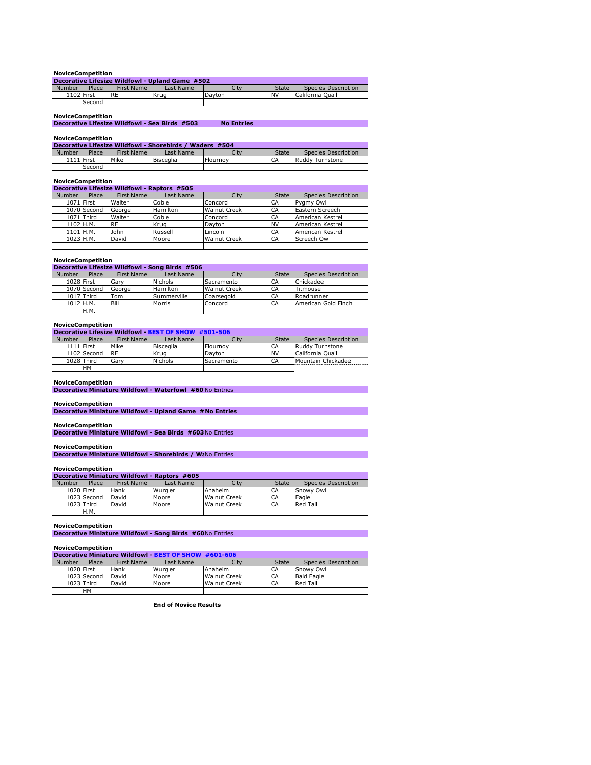**NoviceCompetition**

**Decorative Lifesize Wildfowl - Upland Game #502**

| Number | Place | First Name | Last Name | City | State | Species Description |
|---|---|---|---|---|---|---|
| 1102 | First | RE | Krug | Dayton | NV | California Quail |
| | Second | | | | | |

**NoviceCompetition**

**Decorative Lifesize Wildfowl - Sea Birds #503 No Entries**

**NoviceCompetition**

**Decorative Lifesize Wildfowl - Shorebirds / Waders #504**

| Number | Place | First Name | Last Name | City | State | Species Description |
|---|---|---|---|---|---|---|
| 1111 | First | Mike | Bisceglia | Flournoy | CA | Ruddy Turnstone |
| | Second | | | | | |

**NoviceCompetition**

**Decorative Lifesize Wildfowl - Raptors #505**

| Number | Place | First Name | Last Name | City | State | Species Description |
|---|---|---|---|---|---|---|
| 1071 | First | Walter | Coble | Concord | CA | Pygmy Owl |
| 1070 | Second | George | Hamilton | Walnut Creek | CA | Eastern Screech |
| 1071 | Third | Walter | Coble | Concord | CA | American Kestrel |
| 1102 | H.M. | RE | Krug | Dayton | NV | American Kestrel |
| 1101 | H.M. | John | Russell | Lincoln | CA | American Kestrel |
| 1023 | H.M. | David | Moore | Walnut Creek | CA | Screech Owl |
| | | | | | | |

**NoviceCompetition**

**Decorative Lifesize Wildfowl - Song Birds #506**

| Number | Place | First Name | Last Name | City | State | Species Description |
|---|---|---|---|---|---|---|
| 1028 | First | Gary | Nichols | Sacramento | CA | Chickadee |
| 1070 | Second | George | Hamilton | Walnut Creek | CA | Titmouse |
| 1017 | Third | Tom | Summerville | Coarsegold | CA | Roadrunner |
| 1012 | H.M. | Bill | Morris | Concord | CA | American Gold Finch |
| | H.M. | | | | | |

**NoviceCompetition**

**Decorative Lifesize Wildfowl - BEST OF SHOW #501-506**

| Number | Place | First Name | Last Name | City | State | Species Description |
|---|---|---|---|---|---|---|
| 1111 | First | Mike | Bisceglia | Flournoy | CA | Ruddy Turnstone |
| 1102 | Second | RE | Krug | Dayton | NV | California Quail |
| 1028 | Third | Gary | Nichols | Sacramento | CA | Mountain Chickadee |
| | HM | | | | | |

**NoviceCompetition**

**Decorative Miniature Wildfowl - Waterfowl #60** No Entries

**NoviceCompetition**

**Decorative Miniature Wildfowl - Upland Game # No Entries**

**NoviceCompetition**

**Decorative Miniature Wildfowl - Sea Birds #603** No Entries

**NoviceCompetition**

**Decorative Miniature Wildfowl - Shorebirds / W:** No Entries

**NoviceCompetition**

**Decorative Miniature Wildfowl - Raptors #605**

| Number | Place | First Name | Last Name | City | State | Species Description |
|---|---|---|---|---|---|---|
| 1020 | First | Hank | Wurgler | Anaheim | CA | Snowy Owl |
| 1023 | Second | David | Moore | Walnut Creek | CA | Eagle |
| 1023 | Third | David | Moore | Walnut Creek | CA | Red Tail |
| | H.M. | | | | | |

**NoviceCompetition**

**Decorative Miniature Wildfowl - Song Birds #60** No Entries

**NoviceCompetition**

**Decorative Miniature Wildfowl - BEST OF SHOW #601-606**

| Number | Place | First Name | Last Name | City | State | Species Description |
|---|---|---|---|---|---|---|
| 1020 | First | Hank | Wurgler | Anaheim | CA | Snowy Owl |
| 1023 | Second | David | Moore | Walnut Creek | CA | Bald Eagle |
| 1023 | Third | David | Moore | Walnut Creek | CA | Red Tail |
| | HM | | | | | |

**End of Novice Results**